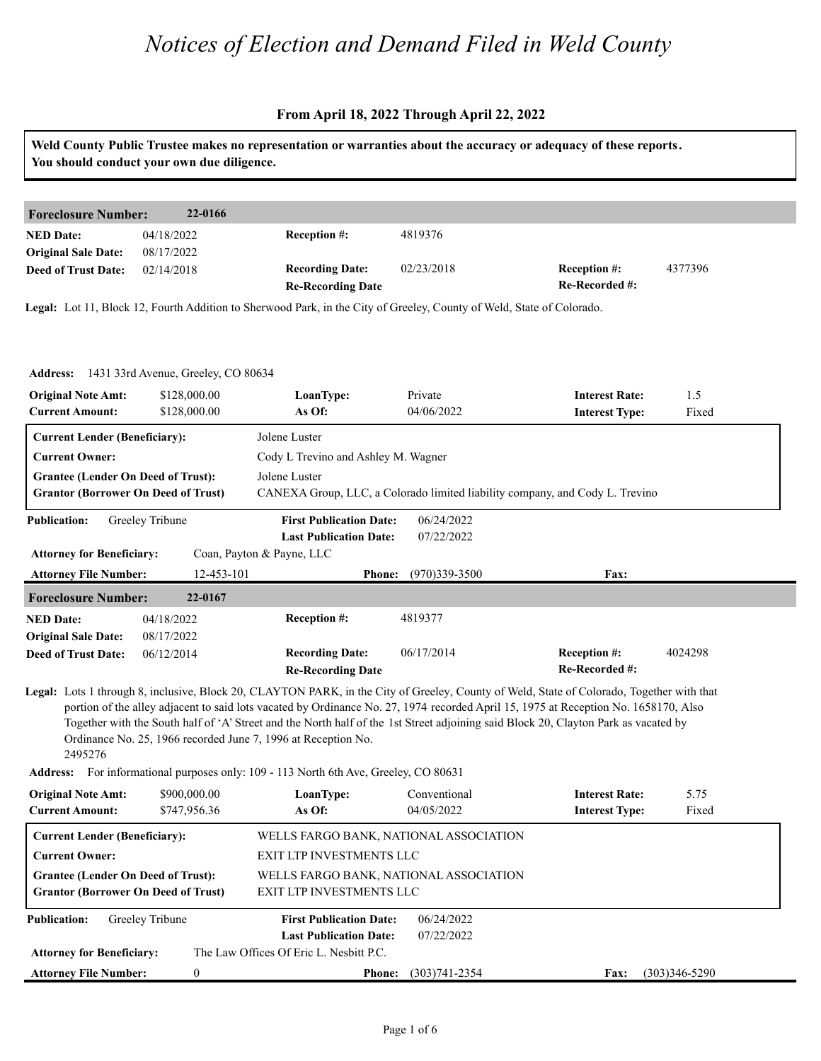# *Notices of Election and Demand Filed in Weld County*

**From April 18, 2022 Through April 22, 2022**

**Weld County Public Trustee makes no representation or warranties about the accuracy or adequacy of these reports. You should conduct your own due diligence.**

---

**Foreclosure Number:** **22-0166**

| | | | | | |
|---|---|---|---|---|---|
| **NED Date:** | 04/18/2022 | **Reception #:** | 4819376 | | |
| **Original Sale Date:** | 08/17/2022 | | | | |
| **Deed of Trust Date:** | 02/14/2018 | **Recording Date:** | 02/23/2018 | **Reception #:** | 4377396 |
| | | **Re-Recording Date** | | **Re-Recorded #:** | |

**Legal:** Lot 11, Block 12, Fourth Addition to Sherwood Park, in the City of Greeley, County of Weld, State of Colorado.

**Address:** 1431 33rd Avenue, Greeley, CO 80634

| | | | | | |
|---|---|---|---|---|---|
| **Original Note Amt:** | $128,000.00 | **LoanType:** | Private | **Interest Rate:** | 1.5 |
| **Current Amount:** | $128,000.00 | **As Of:** | 04/06/2022 | **Interest Type:** | Fixed |

| | |
|---|---|
| **Current Lender (Beneficiary):** | Jolene Luster |
| **Current Owner:** | Cody L Trevino and Ashley M. Wagner |
| **Grantee (Lender On Deed of Trust):** | Jolene Luster |
| **Grantor (Borrower On Deed of Trust)** | CANEXA Group, LLC, a Colorado limited liability company, and Cody L. Trevino |

| | | | |
|---|---|---|---|
| **Publication:** | Greeley Tribune | **First Publication Date:** | 06/24/2022 |
| | | **Last Publication Date:** | 07/22/2022 |

**Attorney for Beneficiary:** Coan, Payton & Payne, LLC

| | | | | |
|---|---|---|---|---|
| **Attorney File Number:** | 12-453-101 | **Phone:** (970)339-3500 | **Fax:** | |

---

**Foreclosure Number:** **22-0167**

| | | | | | |
|---|---|---|---|---|---|
| **NED Date:** | 04/18/2022 | **Reception #:** | 4819377 | | |
| **Original Sale Date:** | 08/17/2022 | | | | |
| **Deed of Trust Date:** | 06/12/2014 | **Recording Date:** | 06/17/2014 | **Reception #:** | 4024298 |
| | | **Re-Recording Date** | | **Re-Recorded #:** | |

**Legal:** Lots 1 through 8, inclusive, Block 20, CLAYTON PARK, in the City of Greeley, County of Weld, State of Colorado, Together with that portion of the alley adjacent to said lots vacated by Ordinance No. 27, 1974 recorded April 15, 1975 at Reception No. 1658170, Also Together with the South half of 'A' Street and the North half of the 1st Street adjoining said Block 20, Clayton Park as vacated by Ordinance No. 25, 1966 recorded June 7, 1996 at Reception No. 2495276

**Address:** For informational purposes only: 109 - 113 North 6th Ave, Greeley, CO 80631

| | | | | | |
|---|---|---|---|---|---|
| **Original Note Amt:** | $900,000.00 | **LoanType:** | Conventional | **Interest Rate:** | 5.75 |
| **Current Amount:** | $747,956.36 | **As Of:** | 04/05/2022 | **Interest Type:** | Fixed |

| | |
|---|---|
| **Current Lender (Beneficiary):** | WELLS FARGO BANK, NATIONAL ASSOCIATION |
| **Current Owner:** | EXIT LTP INVESTMENTS LLC |
| **Grantee (Lender On Deed of Trust):** | WELLS FARGO BANK, NATIONAL ASSOCIATION |
| **Grantor (Borrower On Deed of Trust)** | EXIT LTP INVESTMENTS LLC |

| | | | |
|---|---|---|---|
| **Publication:** | Greeley Tribune | **First Publication Date:** | 06/24/2022 |
| | | **Last Publication Date:** | 07/22/2022 |

**Attorney for Beneficiary:** The Law Offices Of Eric L. Nesbitt P.C.

| | | | | |
|---|---|---|---|---|
| **Attorney File Number:** | 0 | **Phone:** (303)741-2354 | **Fax:** | (303)346-5290 |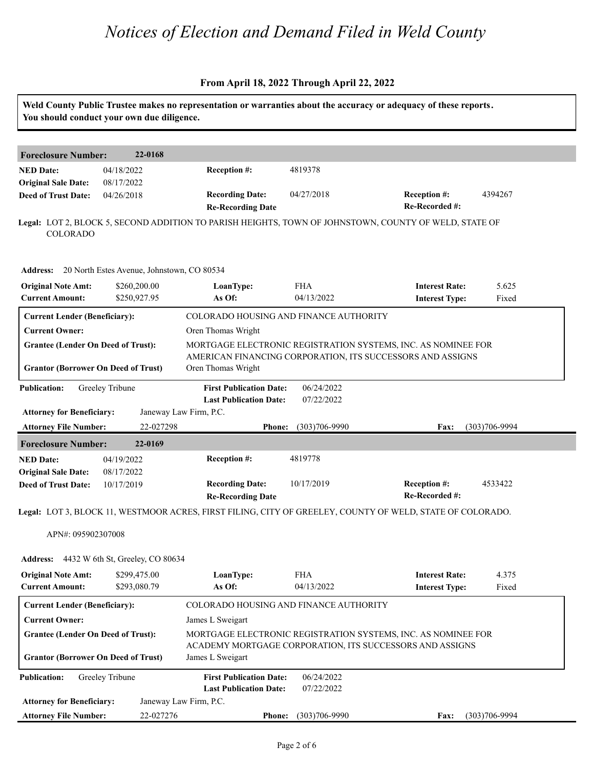# Notices of Election and Demand Filed in Weld County

**From April 18, 2022 Through April 22, 2022**

**Weld County Public Trustee makes no representation or warranties about the accuracy or adequacy of these reports. You should conduct your own due diligence.**

---

**Foreclosure Number:** 22-0168

| | | | | | |
|---|---|---|---|---|---|
| **NED Date:** | 04/18/2022 | **Reception #:** | 4819378 | | |
| **Original Sale Date:** | 08/17/2022 | | | | |
| **Deed of Trust Date:** | 04/26/2018 | **Recording Date:** | 04/27/2018 | **Reception #:** | 4394267 |
| | | **Re-Recording Date** | | **Re-Recorded #:** | |

**Legal:** LOT 2, BLOCK 5, SECOND ADDITION TO PARISH HEIGHTS, TOWN OF JOHNSTOWN, COUNTY OF WELD, STATE OF COLORADO

**Address:** 20 North Estes Avenue, Johnstown, CO 80534

| | | | | | |
|---|---|---|---|---|---|
| **Original Note Amt:** | $260,200.00 | **LoanType:** | FHA | **Interest Rate:** | 5.625 |
| **Current Amount:** | $250,927.95 | **As Of:** | 04/13/2022 | **Interest Type:** | Fixed |

| | |
|---|---|
| **Current Lender (Beneficiary):** | COLORADO HOUSING AND FINANCE AUTHORITY |
| **Current Owner:** | Oren Thomas Wright |
| **Grantee (Lender On Deed of Trust):** | MORTGAGE ELECTRONIC REGISTRATION SYSTEMS, INC. AS NOMINEE FOR AMERICAN FINANCING CORPORATION, ITS SUCCESSORS AND ASSIGNS |
| **Grantor (Borrower On Deed of Trust)** | Oren Thomas Wright |

| | | | |
|---|---|---|---|
| **Publication:** | Greeley Tribune | **First Publication Date:** | 06/24/2022 |
| | | **Last Publication Date:** | 07/22/2022 |

**Attorney for Beneficiary:** Janeway Law Firm, P.C.

**Attorney File Number:** 22-027298 **Phone:** (303)706-9990 **Fax:** (303)706-9994

---

**Foreclosure Number:** 22-0169

| | | | | | |
|---|---|---|---|---|---|
| **NED Date:** | 04/19/2022 | **Reception #:** | 4819778 | | |
| **Original Sale Date:** | 08/17/2022 | | | | |
| **Deed of Trust Date:** | 10/17/2019 | **Recording Date:** | 10/17/2019 | **Reception #:** | 4533422 |
| | | **Re-Recording Date** | | **Re-Recorded #:** | |

**Legal:** LOT 3, BLOCK 11, WESTMOOR ACRES, FIRST FILING, CITY OF GREELEY, COUNTY OF WELD, STATE OF COLORADO.

APN#: 095902307008

**Address:** 4432 W 6th St, Greeley, CO 80634

| | | | | | |
|---|---|---|---|---|---|
| **Original Note Amt:** | $299,475.00 | **LoanType:** | FHA | **Interest Rate:** | 4.375 |
| **Current Amount:** | $293,080.79 | **As Of:** | 04/13/2022 | **Interest Type:** | Fixed |

| | |
|---|---|
| **Current Lender (Beneficiary):** | COLORADO HOUSING AND FINANCE AUTHORITY |
| **Current Owner:** | James L Sweigart |
| **Grantee (Lender On Deed of Trust):** | MORTGAGE ELECTRONIC REGISTRATION SYSTEMS, INC. AS NOMINEE FOR ACADEMY MORTGAGE CORPORATION, ITS SUCCESSORS AND ASSIGNS |
| **Grantor (Borrower On Deed of Trust)** | James L Sweigart |

| | | | |
|---|---|---|---|
| **Publication:** | Greeley Tribune | **First Publication Date:** | 06/24/2022 |
| | | **Last Publication Date:** | 07/22/2022 |

**Attorney for Beneficiary:** Janeway Law Firm, P.C.

**Attorney File Number:** 22-027276 **Phone:** (303)706-9990 **Fax:** (303)706-9994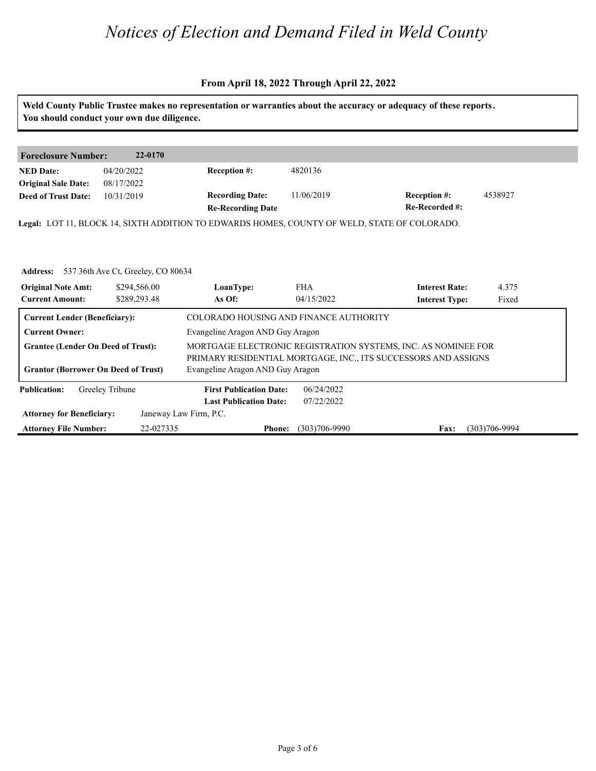# Notices of Election and Demand Filed in Weld County

**From April 18, 2022 Through April 22, 2022**

**Weld County Public Trustee makes no representation or warranties about the accuracy or adequacy of these reports. You should conduct your own due diligence.**

| **Foreclosure Number:** | **22-0170** | | | | |
|---|---|---|---|---|---|
| **NED Date:** | 04/20/2022 | **Reception #:** | 4820136 | | |
| **Original Sale Date:** | 08/17/2022 | | | | |
| **Deed of Trust Date:** | 10/31/2019 | **Recording Date:** | 11/06/2019 | **Reception #:** | 4538927 |
| | | **Re-Recording Date** | | **Re-Recorded #:** | |

**Legal:** LOT 11, BLOCK 14, SIXTH ADDITION TO EDWARDS HOMES, COUNTY OF WELD, STATE OF COLORADO.

**Address:** 537 36th Ave Ct, Greeley, CO 80634

| | | | | | |
|---|---|---|---|---|---|
| **Original Note Amt:** | $294,566.00 | **LoanType:** | FHA | **Interest Rate:** | 4.375 |
| **Current Amount:** | $289,293.48 | **As Of:** | 04/15/2022 | **Interest Type:** | Fixed |

| | |
|---|---|
| **Current Lender (Beneficiary):** | COLORADO HOUSING AND FINANCE AUTHORITY |
| **Current Owner:** | Evangeline Aragon AND Guy Aragon |
| **Grantee (Lender On Deed of Trust):** | MORTGAGE ELECTRONIC REGISTRATION SYSTEMS, INC. AS NOMINEE FOR PRIMARY RESIDENTIAL MORTGAGE, INC., ITS SUCCESSORS AND ASSIGNS |
| **Grantor (Borrower On Deed of Trust)** | Evangeline Aragon AND Guy Aragon |

| | | | | | |
|---|---|---|---|---|---|
| **Publication:** | Greeley Tribune | **First Publication Date:** | 06/24/2022 | | |
| | | **Last Publication Date:** | 07/22/2022 | | |
| **Attorney for Beneficiary:** | Janeway Law Firm, P.C. | | | | |
| **Attorney File Number:** | 22-027335 | **Phone:** | (303)706-9990 | **Fax:** | (303)706-9994 |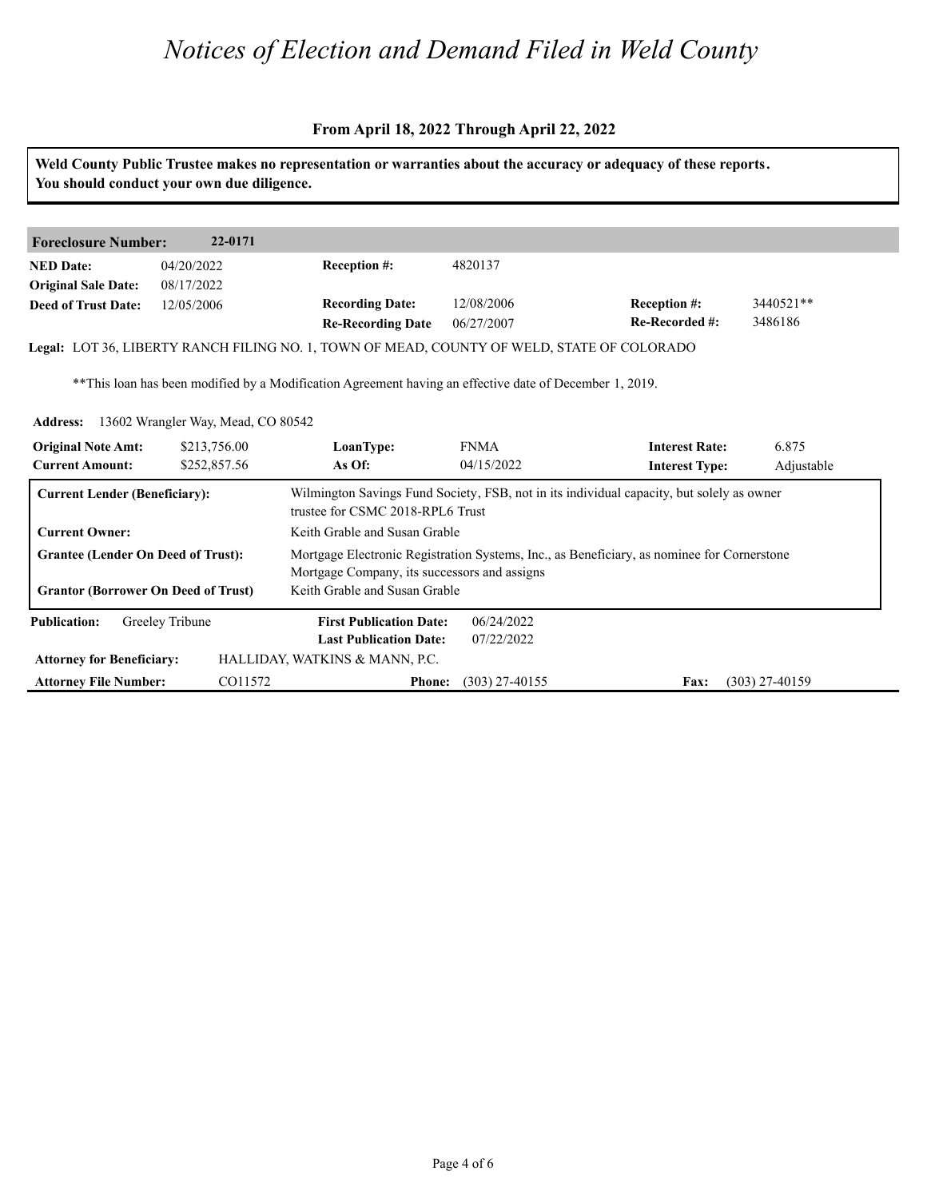# Notices of Election and Demand Filed in Weld County

**From April 18, 2022 Through April 22, 2022**

**Weld County Public Trustee makes no representation or warranties about the accuracy or adequacy of these reports. You should conduct your own due diligence.**

| **Foreclosure Number:** | **22-0171** | | | | |
|---|---|---|---|---|---|
| **NED Date:** | 04/20/2022 | **Reception #:** | 4820137 | | |
| **Original Sale Date:** | 08/17/2022 | | | | |
| **Deed of Trust Date:** | 12/05/2006 | **Recording Date:** | 12/08/2006 | **Reception #:** | 3440521** |
| | | **Re-Recording Date** | 06/27/2007 | **Re-Recorded #:** | 3486186 |

**Legal:** LOT 36, LIBERTY RANCH FILING NO. 1, TOWN OF MEAD, COUNTY OF WELD, STATE OF COLORADO

**This loan has been modified by a Modification Agreement having an effective date of December 1, 2019.

**Address:** 13602 Wrangler Way, Mead, CO 80542

| **Original Note Amt:** | $213,756.00 | **LoanType:** | FNMA | **Interest Rate:** | 6.875 |
|---|---|---|---|---|---|
| **Current Amount:** | $252,857.56 | **As Of:** | 04/15/2022 | **Interest Type:** | Adjustable |

| | |
|---|---|
| **Current Lender (Beneficiary):** | Wilmington Savings Fund Society, FSB, not in its individual capacity, but solely as owner trustee for CSMC 2018-RPL6 Trust |
| **Current Owner:** | Keith Grable and Susan Grable |
| **Grantee (Lender On Deed of Trust):** | Mortgage Electronic Registration Systems, Inc., as Beneficiary, as nominee for Cornerstone Mortgage Company, its successors and assigns |
| **Grantor (Borrower On Deed of Trust)** | Keith Grable and Susan Grable |

| **Publication:** | Greeley Tribune | **First Publication Date:** | 06/24/2022 | | |
|---|---|---|---|---|---|
| | | **Last Publication Date:** | 07/22/2022 | | |
| **Attorney for Beneficiary:** | HALLIDAY, WATKINS & MANN, P.C. | | | | |
| **Attorney File Number:** | CO11572 | **Phone:** | (303) 27-40155 | **Fax:** | (303) 27-40159 |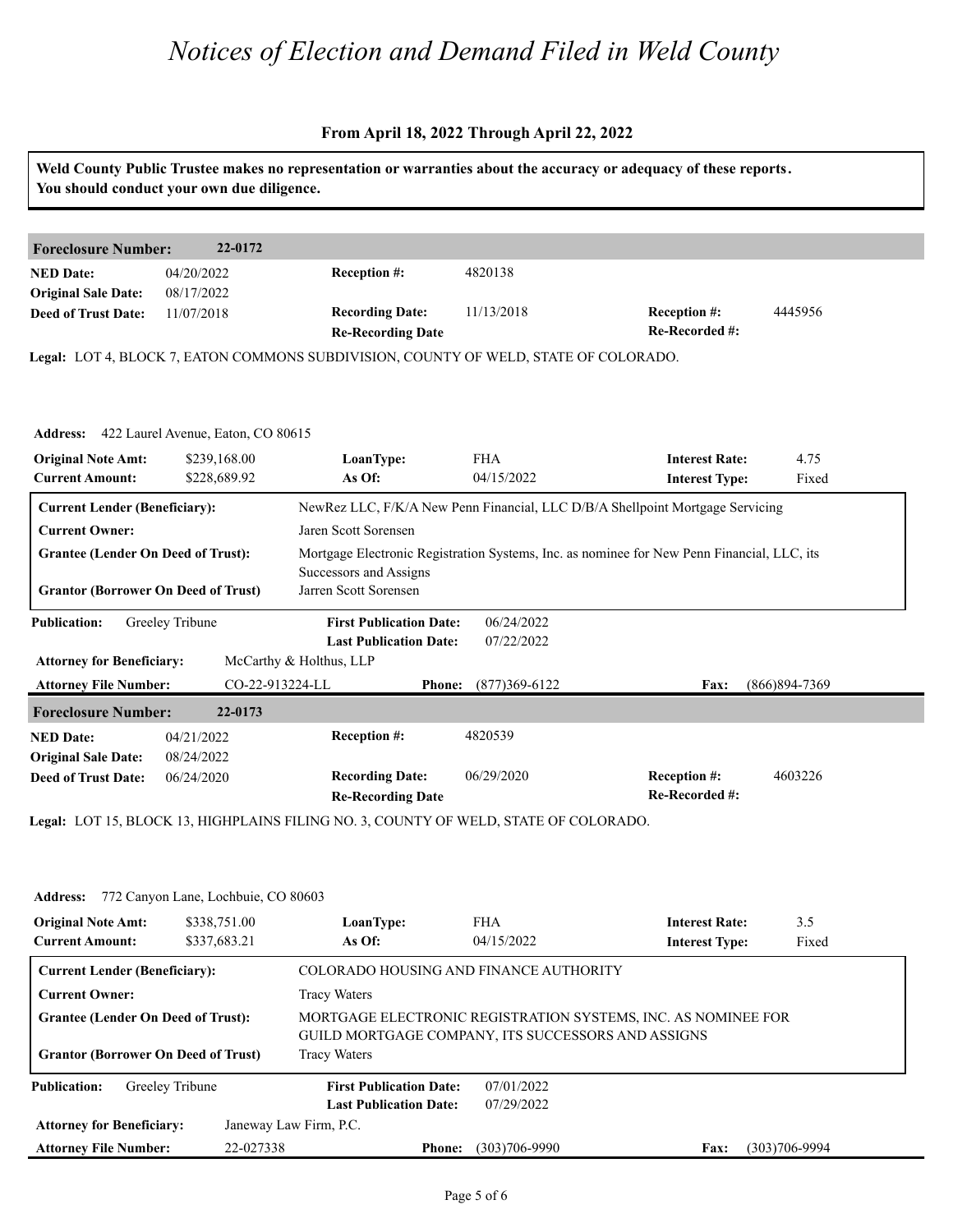# Notices of Election and Demand Filed in Weld County

**From April 18, 2022 Through April 22, 2022**

**Weld County Public Trustee makes no representation or warranties about the accuracy or adequacy of these reports. You should conduct your own due diligence.**

## Foreclosure Number: 22-0172

| | | | | | |
|---|---|---|---|---|---|
| **NED Date:** | 04/20/2022 | **Reception #:** | 4820138 | | |
| **Original Sale Date:** | 08/17/2022 | | | | |
| **Deed of Trust Date:** | 11/07/2018 | **Recording Date:** | 11/13/2018 | **Reception #:** | 4445956 |
| | | **Re-Recording Date** | | **Re-Recorded #:** | |

**Legal:** LOT 4, BLOCK 7, EATON COMMONS SUBDIVISION, COUNTY OF WELD, STATE OF COLORADO.

**Address:** 422 Laurel Avenue, Eaton, CO 80615

| | | | | | |
|---|---|---|---|---|---|
| **Original Note Amt:** | $239,168.00 | **LoanType:** | FHA | **Interest Rate:** | 4.75 |
| **Current Amount:** | $228,689.92 | **As Of:** | 04/15/2022 | **Interest Type:** | Fixed |

| | |
|---|---|
| **Current Lender (Beneficiary):** | NewRez LLC, F/K/A New Penn Financial, LLC D/B/A Shellpoint Mortgage Servicing |
| **Current Owner:** | Jaren Scott Sorensen |
| **Grantee (Lender On Deed of Trust):** | Mortgage Electronic Registration Systems, Inc. as nominee for New Penn Financial, LLC, its Successors and Assigns |
| **Grantor (Borrower On Deed of Trust)** | Jarren Scott Sorensen |

| | | | |
|---|---|---|---|
| **Publication:** | Greeley Tribune | **First Publication Date:** | 06/24/2022 |
| | | **Last Publication Date:** | 07/22/2022 |

**Attorney for Beneficiary:** McCarthy & Holthus, LLP

**Attorney File Number:** CO-22-913224-LL **Phone:** (877)369-6122 **Fax:** (866)894-7369

## Foreclosure Number: 22-0173

| | | | | | |
|---|---|---|---|---|---|
| **NED Date:** | 04/21/2022 | **Reception #:** | 4820539 | | |
| **Original Sale Date:** | 08/24/2022 | | | | |
| **Deed of Trust Date:** | 06/24/2020 | **Recording Date:** | 06/29/2020 | **Reception #:** | 4603226 |
| | | **Re-Recording Date** | | **Re-Recorded #:** | |

**Legal:** LOT 15, BLOCK 13, HIGHPLAINS FILING NO. 3, COUNTY OF WELD, STATE OF COLORADO.

**Address:** 772 Canyon Lane, Lochbuie, CO 80603

| | | | | | |
|---|---|---|---|---|---|
| **Original Note Amt:** | $338,751.00 | **LoanType:** | FHA | **Interest Rate:** | 3.5 |
| **Current Amount:** | $337,683.21 | **As Of:** | 04/15/2022 | **Interest Type:** | Fixed |

| | |
|---|---|
| **Current Lender (Beneficiary):** | COLORADO HOUSING AND FINANCE AUTHORITY |
| **Current Owner:** | Tracy Waters |
| **Grantee (Lender On Deed of Trust):** | MORTGAGE ELECTRONIC REGISTRATION SYSTEMS, INC. AS NOMINEE FOR GUILD MORTGAGE COMPANY, ITS SUCCESSORS AND ASSIGNS |
| **Grantor (Borrower On Deed of Trust)** | Tracy Waters |

| | | | |
|---|---|---|---|
| **Publication:** | Greeley Tribune | **First Publication Date:** | 07/01/2022 |
| | | **Last Publication Date:** | 07/29/2022 |

**Attorney for Beneficiary:** Janeway Law Firm, P.C.

**Attorney File Number:** 22-027338 **Phone:** (303)706-9990 **Fax:** (303)706-9994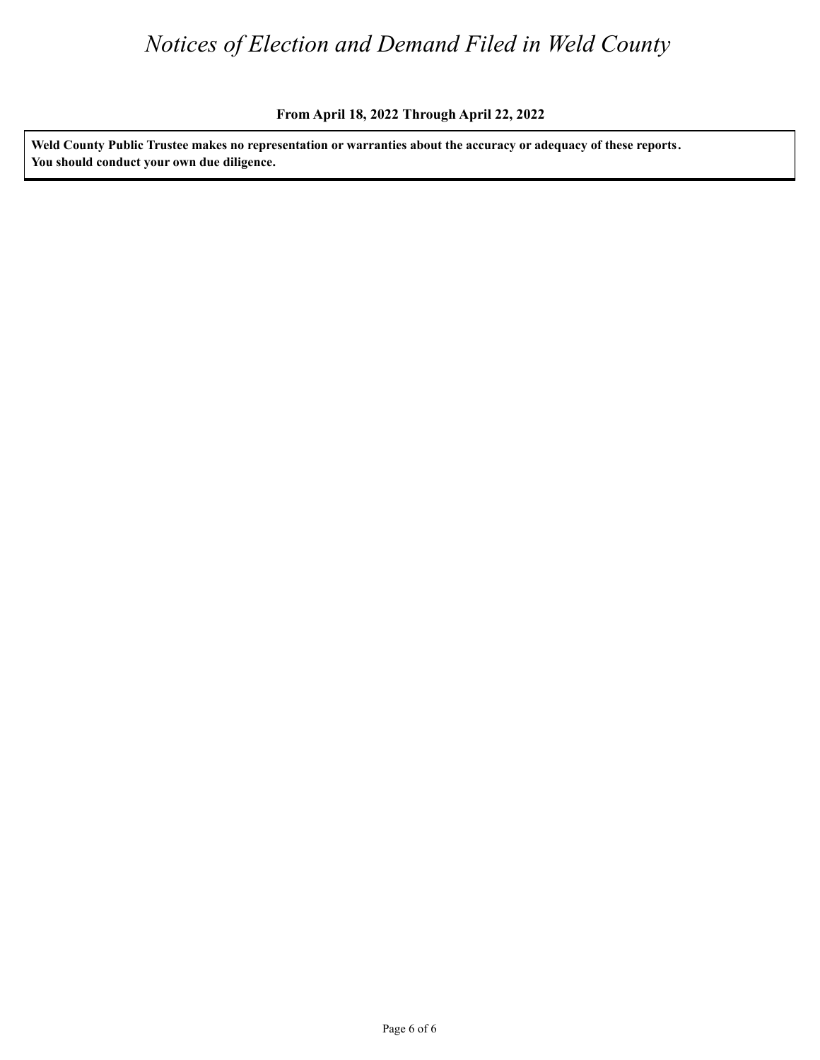# *Notices of Election and Demand Filed in Weld County*

**From April 18, 2022 Through April 22, 2022**

**Weld County Public Trustee makes no representation or warranties about the accuracy or adequacy of these reports.**
**You should conduct your own due diligence.**